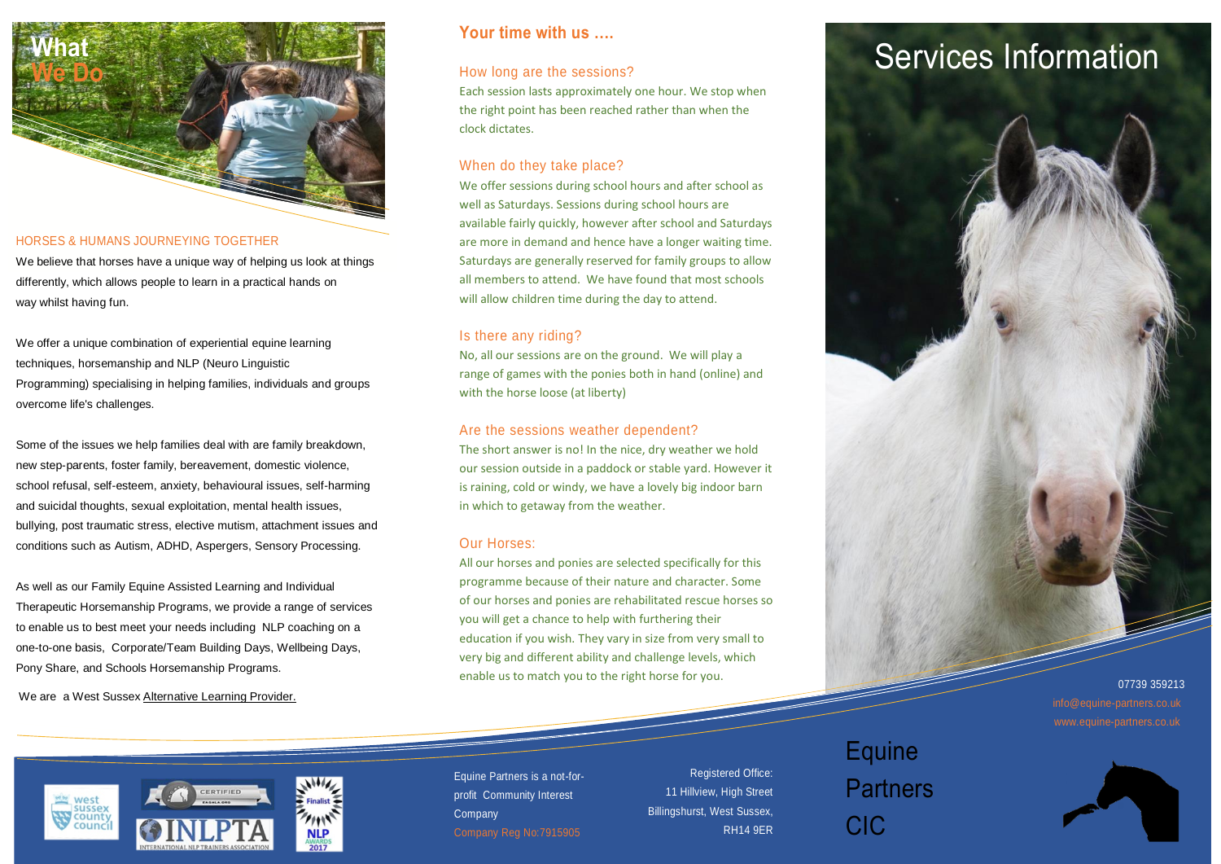# What We Do

## HORSES & HUMANS JOURNEYING TOGETHER

We believe that horses have a unique way of helping us look at things differently, which allows people to learn in a practical hands on way whilst having fun.

We offer a unique combination of experiential equine learning techniques, horsemanship and NLP (Neuro Linguistic Programming) specialising in helping families, individuals and groups overcome life's challenges.

Some of the issues we help families deal with are family breakdown, new step-parents, foster family, bereavement, domestic violence, school refusal, self-esteem, anxiety, behavioural issues, self-harming and suicidal thoughts, sexual exploitation, mental health issues, bullying, post traumatic stress, elective mutism, attachment issues and conditions such as Autism, ADHD, Aspergers, Sensory Processing.

As well as our Family Equine Assisted Learning and Individual Therapeutic Horsemanship Programs, we provide a range of services to enable us to best meet your needs including NLP coaching on a one-to-one basis, Corporate/Team Building Days, Wellbeing Days, Pony Share, and Schools Horsemanship Programs.

We are a West Sussex Alternative Learning Provider.

## Your time with us ....

### How long are the sessions?

Each session lasts approximately one hour. We stop when the right point has been reached rather than when the clock dictates.

### When do they take place?

We offer sessions during school hours and after school as well as Saturdays. Sessions during school hours are available fairly quickly, however after school and Saturdays are more in demand and hence have a longer waiting time. Saturdays are generally reserved for family groups to allow all members to attend. We have found that most schools will allow children time during the day to attend.

### Is there any riding?

No, all our sessions are on the ground. We will play a range of games with the ponies both in hand (online) and with the horse loose (at liberty)

### Are the sessions weather dependent?

The short answer is no! In the nice, dry weather we hold our session outside in a paddock or stable yard. However it is raining, cold or windy, we have a lovely big indoor barn in which to getaway from the weather.

### Our Horses:

All our horses and ponies are selected specifically for this programme because of their nature and character. Some of our horses and ponies are rehabilitated rescue horses so you will get a chance to help with furthering their education if you wish. They vary in size from very small to very big and different ability and challenge levels, which enable us to match you to the right horse for you.

Equine Partners is a not-for-profit Community Interest Company
Company Reg No:7915905

Registered Office:
11 Hillview, High Street
Billingshurst, West Sussex,
RH14 9ER

# Services Information

07739 359213
info@equine-partners.co.uk
www.equine-partners.co.uk

Equine Partners CIC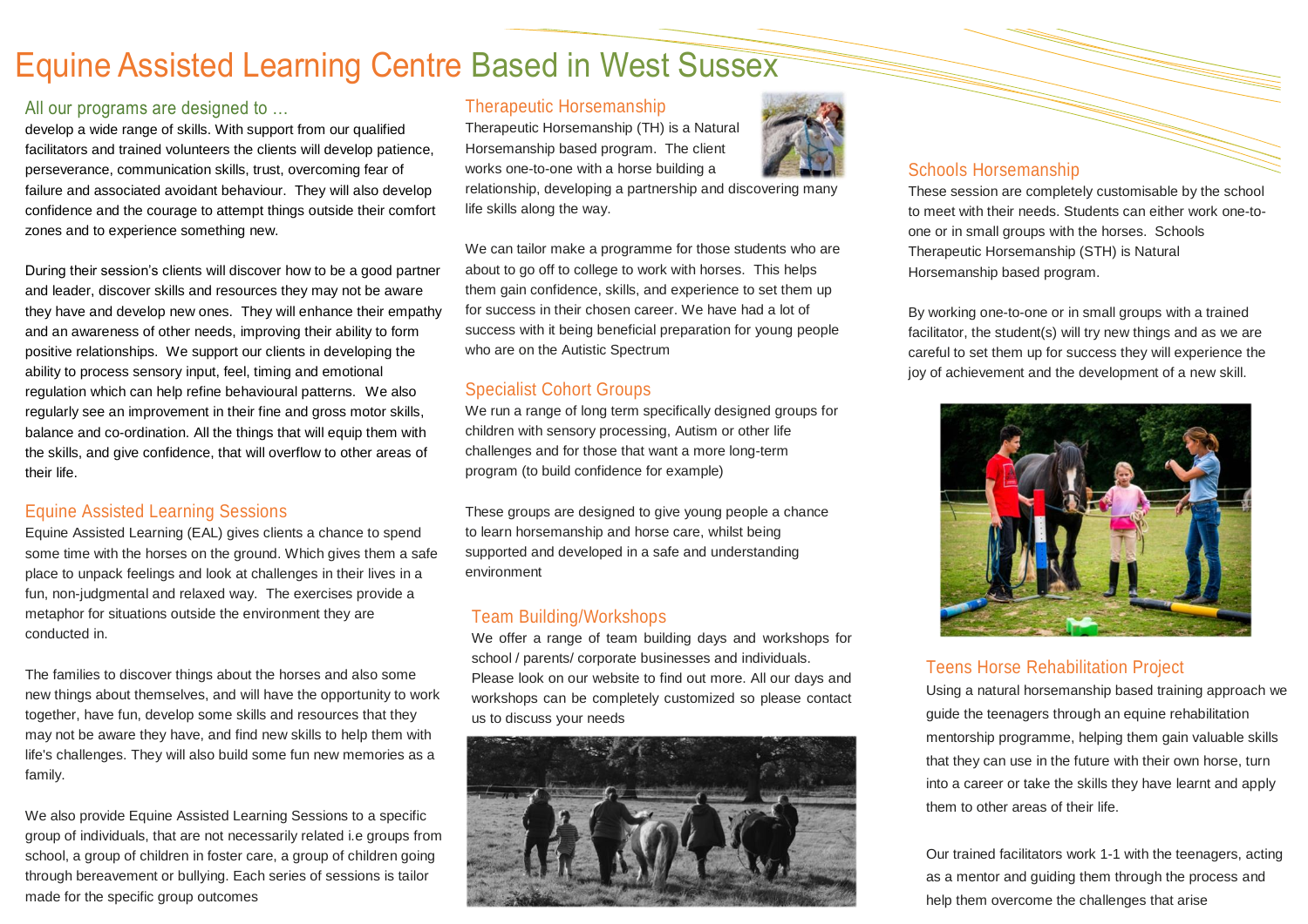# Equine Assisted Learning Centre Based in West Sussex

## All our programs are designed to …

develop a wide range of skills. With support from our qualified facilitators and trained volunteers the clients will develop patience, perseverance, communication skills, trust, overcoming fear of failure and associated avoidant behaviour. They will also develop confidence and the courage to attempt things outside their comfort zones and to experience something new.

During their session's clients will discover how to be a good partner and leader, discover skills and resources they may not be aware they have and develop new ones. They will enhance their empathy and an awareness of other needs, improving their ability to form positive relationships. We support our clients in developing the ability to process sensory input, feel, timing and emotional regulation which can help refine behavioural patterns. We also regularly see an improvement in their fine and gross motor skills, balance and co-ordination. All the things that will equip them with the skills, and give confidence, that will overflow to other areas of their life.

## Equine Assisted Learning Sessions

Equine Assisted Learning (EAL) gives clients a chance to spend some time with the horses on the ground. Which gives them a safe place to unpack feelings and look at challenges in their lives in a fun, non-judgmental and relaxed way. The exercises provide a metaphor for situations outside the environment they are conducted in.

The families to discover things about the horses and also some new things about themselves, and will have the opportunity to work together, have fun, develop some skills and resources that they may not be aware they have, and find new skills to help them with life's challenges. They will also build some fun new memories as a family.

We also provide Equine Assisted Learning Sessions to a specific group of individuals, that are not necessarily related i.e groups from school, a group of children in foster care, a group of children going through bereavement or bullying. Each series of sessions is tailor made for the specific group outcomes

## Therapeutic Horsemanship

Therapeutic Horsemanship (TH) is a Natural Horsemanship based program. The client works one-to-one with a horse building a relationship, developing a partnership and discovering many life skills along the way.

We can tailor make a programme for those students who are about to go off to college to work with horses. This helps them gain confidence, skills, and experience to set them up for success in their chosen career. We have had a lot of success with it being beneficial preparation for young people who are on the Autistic Spectrum

## Specialist Cohort Groups

We run a range of long term specifically designed groups for children with sensory processing, Autism or other life challenges and for those that want a more long-term program (to build confidence for example)

These groups are designed to give young people a chance to learn horsemanship and horse care, whilst being supported and developed in a safe and understanding environment

## Team Building/Workshops

We offer a range of team building days and workshops for school / parents/ corporate businesses and individuals. Please look on our website to find out more. All our days and workshops can be completely customized so please contact us to discuss your needs

## Schools Horsemanship

These session are completely customisable by the school to meet with their needs. Students can either work one-to-one or in small groups with the horses. Schools Therapeutic Horsemanship (STH) is Natural Horsemanship based program.

By working one-to-one or in small groups with a trained facilitator, the student(s) will try new things and as we are careful to set them up for success they will experience the joy of achievement and the development of a new skill.

## Teens Horse Rehabilitation Project

Using a natural horsemanship based training approach we guide the teenagers through an equine rehabilitation mentorship programme, helping them gain valuable skills that they can use in the future with their own horse, turn into a career or take the skills they have learnt and apply them to other areas of their life.

Our trained facilitators work 1-1 with the teenagers, acting as a mentor and guiding them through the process and help them overcome the challenges that arise